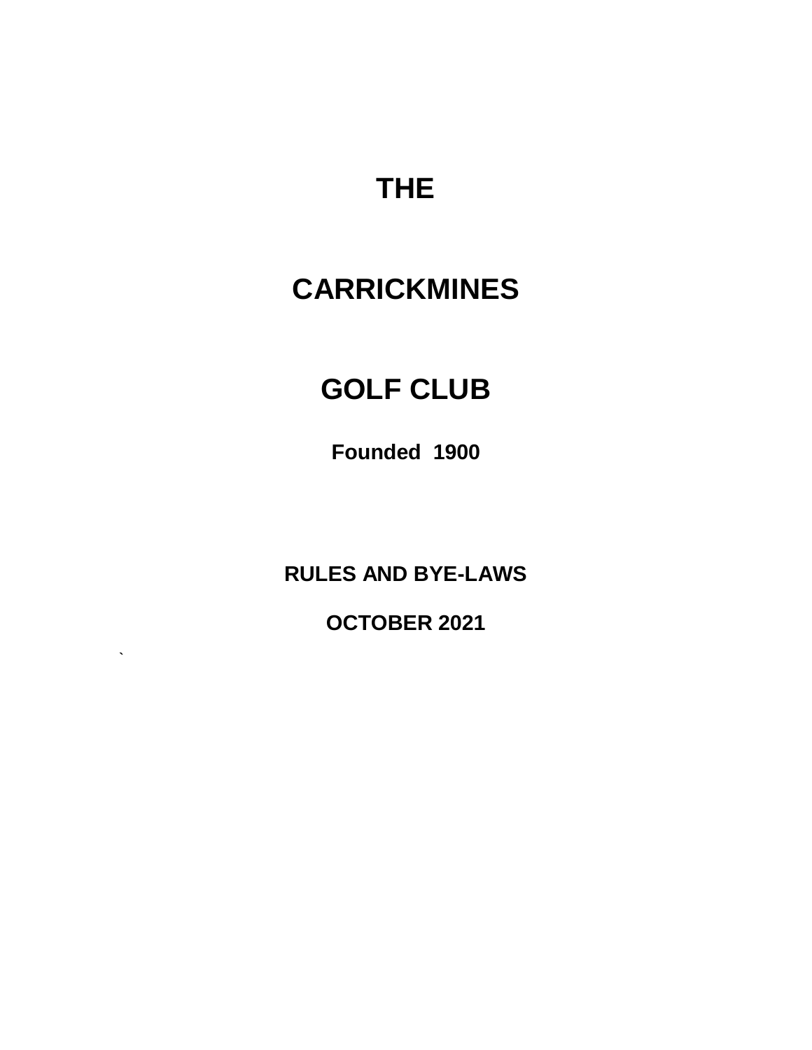# THE

# CARRICKMINES

# GOLF CLUB

**Founded 1900**

**RULES AND BYE-LAWS**

**OCTOBER 2021**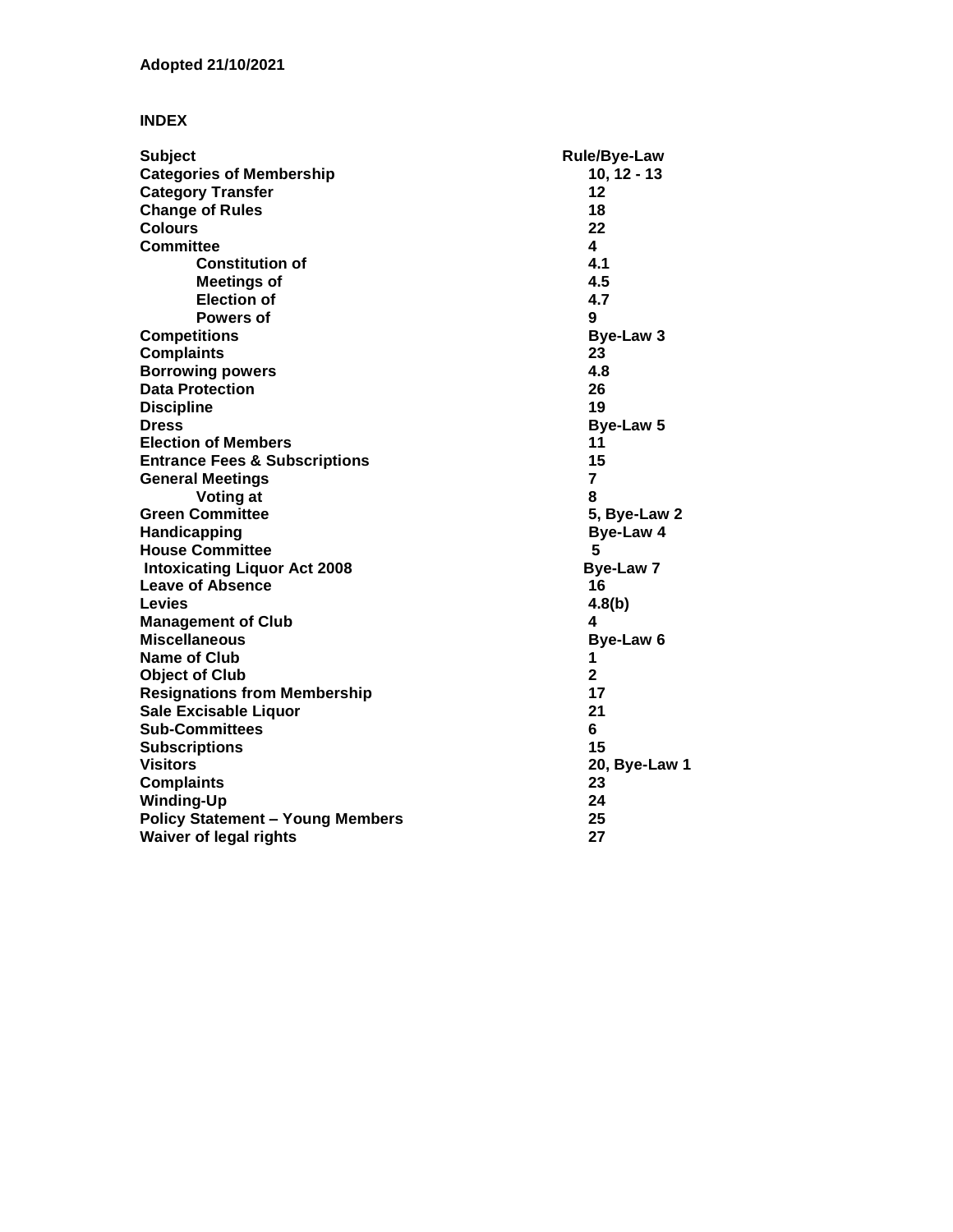**Adopted 21/10/2021**

**INDEX**

| Subject | Rule/Bye-Law |
|---|---|
| Categories of Membership | 10, 12 - 13 |
| Category Transfer | 12 |
| Change of Rules | 18 |
| Colours | 22 |
| Committee | 4 |
| Constitution of | 4.1 |
| Meetings of | 4.5 |
| Election of | 4.7 |
| Powers of | 9 |
| Competitions | Bye-Law 3 |
| Complaints | 23 |
| Borrowing powers | 4.8 |
| Data Protection | 26 |
| Discipline | 19 |
| Dress | Bye-Law 5 |
| Election of Members | 11 |
| Entrance Fees & Subscriptions | 15 |
| General Meetings | 7 |
| Voting at | 8 |
| Green Committee | 5, Bye-Law 2 |
| Handicapping | Bye-Law 4 |
| House Committee | 5 |
| Intoxicating Liquor Act 2008 | Bye-Law 7 |
| Leave of Absence | 16 |
| Levies | 4.8(b) |
| Management of Club | 4 |
| Miscellaneous | Bye-Law 6 |
| Name of Club | 1 |
| Object of Club | 2 |
| Resignations from Membership | 17 |
| Sale Excisable Liquor | 21 |
| Sub-Committees | 6 |
| Subscriptions | 15 |
| Visitors | 20, Bye-Law 1 |
| Complaints | 23 |
| Winding-Up | 24 |
| Policy Statement – Young Members | 25 |
| Waiver of legal rights | 27 |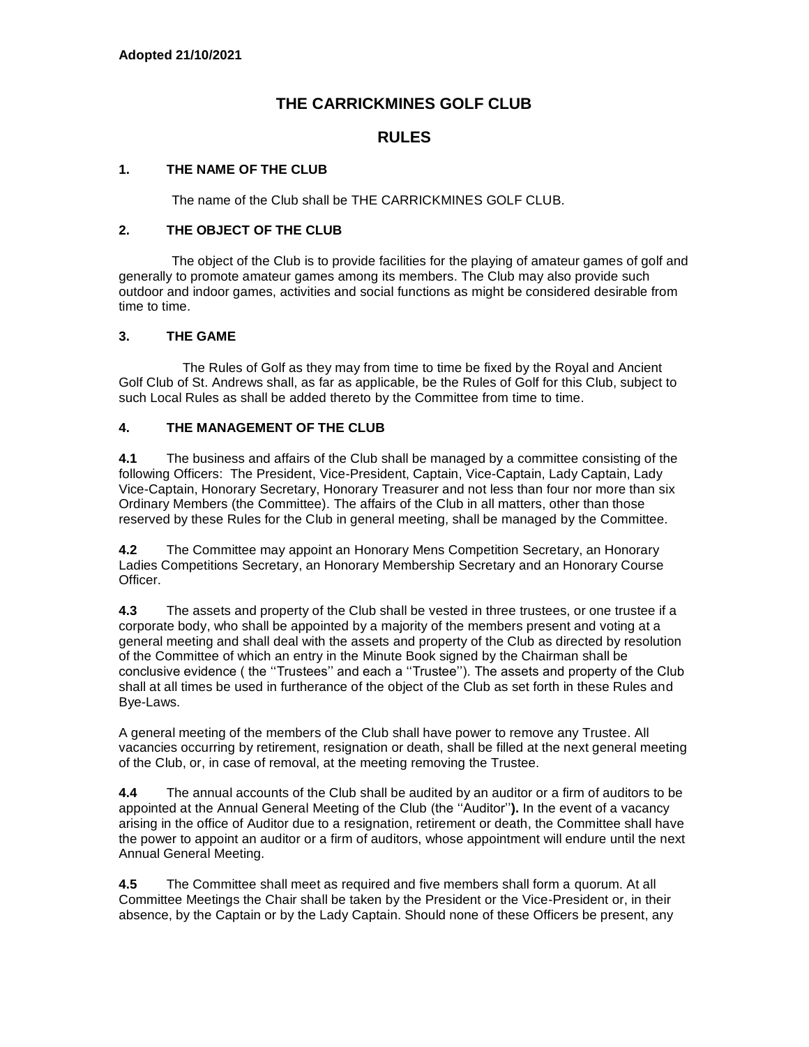**Adopted 21/10/2021**

# THE CARRICKMINES GOLF CLUB

# RULES

## 1. THE NAME OF THE CLUB

The name of the Club shall be THE CARRICKMINES GOLF CLUB.

## 2. THE OBJECT OF THE CLUB

The object of the Club is to provide facilities for the playing of amateur games of golf and generally to promote amateur games among its members. The Club may also provide such outdoor and indoor games, activities and social functions as might be considered desirable from time to time.

## 3. THE GAME

The Rules of Golf as they may from time to time be fixed by the Royal and Ancient Golf Club of St. Andrews shall, as far as applicable, be the Rules of Golf for this Club, subject to such Local Rules as shall be added thereto by the Committee from time to time.

## 4. THE MANAGEMENT OF THE CLUB

**4.1** The business and affairs of the Club shall be managed by a committee consisting of the following Officers: The President, Vice-President, Captain, Vice-Captain, Lady Captain, Lady Vice-Captain, Honorary Secretary, Honorary Treasurer and not less than four nor more than six Ordinary Members (the Committee). The affairs of the Club in all matters, other than those reserved by these Rules for the Club in general meeting, shall be managed by the Committee.

**4.2** The Committee may appoint an Honorary Mens Competition Secretary, an Honorary Ladies Competitions Secretary, an Honorary Membership Secretary and an Honorary Course Officer.

**4.3** The assets and property of the Club shall be vested in three trustees, or one trustee if a corporate body, who shall be appointed by a majority of the members present and voting at a general meeting and shall deal with the assets and property of the Club as directed by resolution of the Committee of which an entry in the Minute Book signed by the Chairman shall be conclusive evidence ( the ''Trustees'' and each a ''Trustee''). The assets and property of the Club shall at all times be used in furtherance of the object of the Club as set forth in these Rules and Bye-Laws.

A general meeting of the members of the Club shall have power to remove any Trustee. All vacancies occurring by retirement, resignation or death, shall be filled at the next general meeting of the Club, or, in case of removal, at the meeting removing the Trustee.

**4.4** The annual accounts of the Club shall be audited by an auditor or a firm of auditors to be appointed at the Annual General Meeting of the Club (the ''Auditor''**).** In the event of a vacancy arising in the office of Auditor due to a resignation, retirement or death, the Committee shall have the power to appoint an auditor or a firm of auditors, whose appointment will endure until the next Annual General Meeting.

**4.5** The Committee shall meet as required and five members shall form a quorum. At all Committee Meetings the Chair shall be taken by the President or the Vice-President or, in their absence, by the Captain or by the Lady Captain. Should none of these Officers be present, any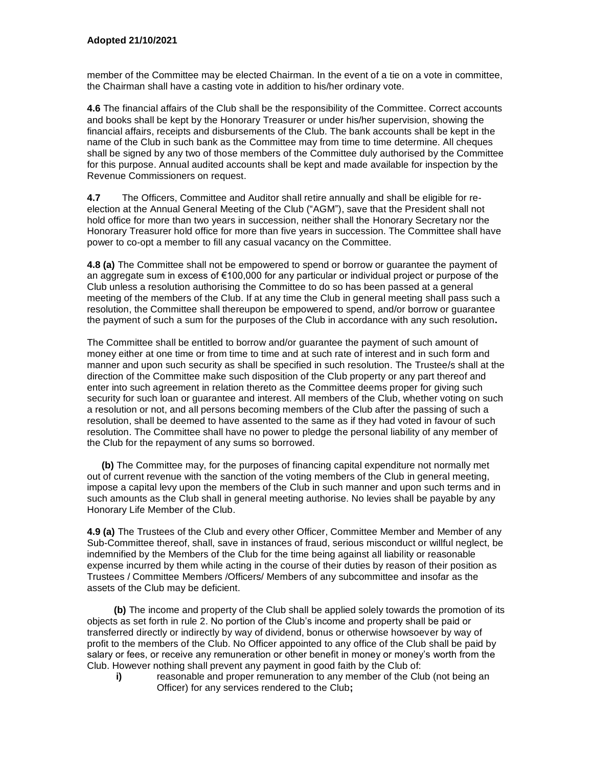member of the Committee may be elected Chairman. In the event of a tie on a vote in committee, the Chairman shall have a casting vote in addition to his/her ordinary vote.

**4.6** The financial affairs of the Club shall be the responsibility of the Committee. Correct accounts and books shall be kept by the Honorary Treasurer or under his/her supervision, showing the financial affairs, receipts and disbursements of the Club. The bank accounts shall be kept in the name of the Club in such bank as the Committee may from time to time determine. All cheques shall be signed by any two of those members of the Committee duly authorised by the Committee for this purpose. Annual audited accounts shall be kept and made available for inspection by the Revenue Commissioners on request.

**4.7** The Officers, Committee and Auditor shall retire annually and shall be eligible for re-election at the Annual General Meeting of the Club ("AGM"), save that the President shall not hold office for more than two years in succession, neither shall the Honorary Secretary nor the Honorary Treasurer hold office for more than five years in succession. The Committee shall have power to co-opt a member to fill any casual vacancy on the Committee.

**4.8 (a)** The Committee shall not be empowered to spend or borrow or guarantee the payment of an aggregate sum in excess of €100,000 for any particular or individual project or purpose of the Club unless a resolution authorising the Committee to do so has been passed at a general meeting of the members of the Club. If at any time the Club in general meeting shall pass such a resolution, the Committee shall thereupon be empowered to spend, and/or borrow or guarantee the payment of such a sum for the purposes of the Club in accordance with any such resolution**.**

The Committee shall be entitled to borrow and/or guarantee the payment of such amount of money either at one time or from time to time and at such rate of interest and in such form and manner and upon such security as shall be specified in such resolution. The Trustee/s shall at the direction of the Committee make such disposition of the Club property or any part thereof and enter into such agreement in relation thereto as the Committee deems proper for giving such security for such loan or guarantee and interest. All members of the Club, whether voting on such a resolution or not, and all persons becoming members of the Club after the passing of such a resolution, shall be deemed to have assented to the same as if they had voted in favour of such resolution. The Committee shall have no power to pledge the personal liability of any member of the Club for the repayment of any sums so borrowed.

**(b)** The Committee may, for the purposes of financing capital expenditure not normally met out of current revenue with the sanction of the voting members of the Club in general meeting, impose a capital levy upon the members of the Club in such manner and upon such terms and in such amounts as the Club shall in general meeting authorise. No levies shall be payable by any Honorary Life Member of the Club.

**4.9 (a)** The Trustees of the Club and every other Officer, Committee Member and Member of any Sub-Committee thereof, shall, save in instances of fraud, serious misconduct or willful neglect, be indemnified by the Members of the Club for the time being against all liability or reasonable expense incurred by them while acting in the course of their duties by reason of their position as Trustees / Committee Members /Officers/ Members of any subcommittee and insofar as the assets of the Club may be deficient.

**(b)** The income and property of the Club shall be applied solely towards the promotion of its objects as set forth in rule 2. No portion of the Club's income and property shall be paid or transferred directly or indirectly by way of dividend, bonus or otherwise howsoever by way of profit to the members of the Club. No Officer appointed to any office of the Club shall be paid by salary or fees, or receive any remuneration or other benefit in money or money's worth from the Club. However nothing shall prevent any payment in good faith by the Club of:

**i)** reasonable and proper remuneration to any member of the Club (not being an Officer) for any services rendered to the Club**;**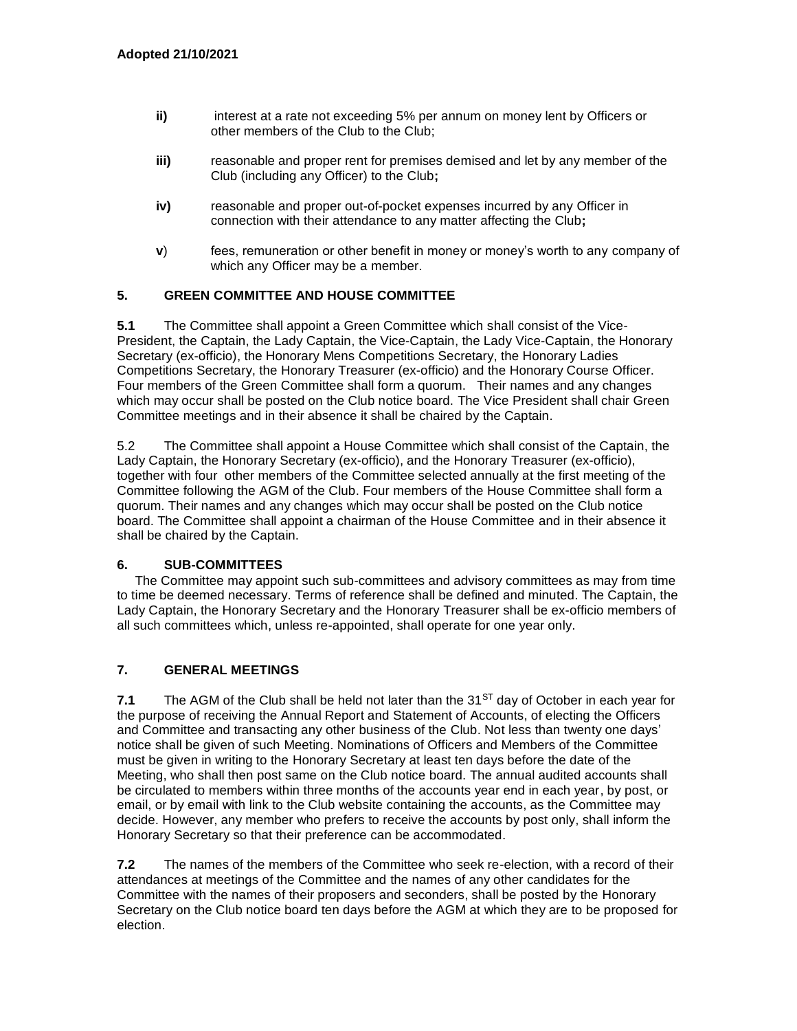**Adopted 21/10/2021**

**ii)** interest at a rate not exceeding 5% per annum on money lent by Officers or other members of the Club to the Club;

**iii)** reasonable and proper rent for premises demised and let by any member of the Club (including any Officer) to the Club**;**

**iv)** reasonable and proper out-of-pocket expenses incurred by any Officer in connection with their attendance to any matter affecting the Club**;**

**v**) fees, remuneration or other benefit in money or money's worth to any company of which any Officer may be a member.

## 5. GREEN COMMITTEE AND HOUSE COMMITTEE

**5.1** The Committee shall appoint a Green Committee which shall consist of the Vice-President, the Captain, the Lady Captain, the Vice-Captain, the Lady Vice-Captain, the Honorary Secretary (ex-officio), the Honorary Mens Competitions Secretary, the Honorary Ladies Competitions Secretary, the Honorary Treasurer (ex-officio) and the Honorary Course Officer. Four members of the Green Committee shall form a quorum. Their names and any changes which may occur shall be posted on the Club notice board. The Vice President shall chair Green Committee meetings and in their absence it shall be chaired by the Captain.

5.2 The Committee shall appoint a House Committee which shall consist of the Captain, the Lady Captain, the Honorary Secretary (ex-officio), and the Honorary Treasurer (ex-officio), together with four other members of the Committee selected annually at the first meeting of the Committee following the AGM of the Club. Four members of the House Committee shall form a quorum. Their names and any changes which may occur shall be posted on the Club notice board. The Committee shall appoint a chairman of the House Committee and in their absence it shall be chaired by the Captain.

## 6. SUB-COMMITTEES

The Committee may appoint such sub-committees and advisory committees as may from time to time be deemed necessary. Terms of reference shall be defined and minuted. The Captain, the Lady Captain, the Honorary Secretary and the Honorary Treasurer shall be ex-officio members of all such committees which, unless re-appointed, shall operate for one year only.

## 7. GENERAL MEETINGS

**7.1** The AGM of the Club shall be held not later than the 31ST day of October in each year for the purpose of receiving the Annual Report and Statement of Accounts, of electing the Officers and Committee and transacting any other business of the Club. Not less than twenty one days' notice shall be given of such Meeting. Nominations of Officers and Members of the Committee must be given in writing to the Honorary Secretary at least ten days before the date of the Meeting, who shall then post same on the Club notice board. The annual audited accounts shall be circulated to members within three months of the accounts year end in each year, by post, or email, or by email with link to the Club website containing the accounts, as the Committee may decide. However, any member who prefers to receive the accounts by post only, shall inform the Honorary Secretary so that their preference can be accommodated.

**7.2** The names of the members of the Committee who seek re-election, with a record of their attendances at meetings of the Committee and the names of any other candidates for the Committee with the names of their proposers and seconders, shall be posted by the Honorary Secretary on the Club notice board ten days before the AGM at which they are to be proposed for election.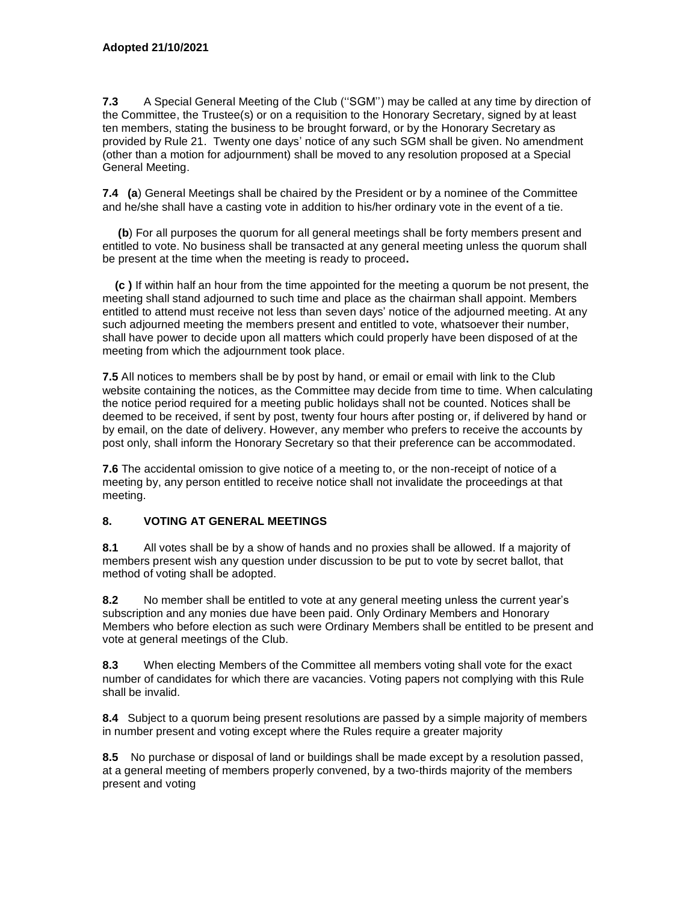**7.3** A Special General Meeting of the Club (''SGM'') may be called at any time by direction of the Committee, the Trustee(s) or on a requisition to the Honorary Secretary, signed by at least ten members, stating the business to be brought forward, or by the Honorary Secretary as provided by Rule 21. Twenty one days' notice of any such SGM shall be given. No amendment (other than a motion for adjournment) shall be moved to any resolution proposed at a Special General Meeting.

**7.4 (a**) General Meetings shall be chaired by the President or by a nominee of the Committee and he/she shall have a casting vote in addition to his/her ordinary vote in the event of a tie.

**(b**) For all purposes the quorum for all general meetings shall be forty members present and entitled to vote. No business shall be transacted at any general meeting unless the quorum shall be present at the time when the meeting is ready to proceed**.**

**(c )** If within half an hour from the time appointed for the meeting a quorum be not present, the meeting shall stand adjourned to such time and place as the chairman shall appoint. Members entitled to attend must receive not less than seven days' notice of the adjourned meeting. At any such adjourned meeting the members present and entitled to vote, whatsoever their number, shall have power to decide upon all matters which could properly have been disposed of at the meeting from which the adjournment took place.

**7.5** All notices to members shall be by post by hand, or email or email with link to the Club website containing the notices, as the Committee may decide from time to time. When calculating the notice period required for a meeting public holidays shall not be counted. Notices shall be deemed to be received, if sent by post, twenty four hours after posting or, if delivered by hand or by email, on the date of delivery. However, any member who prefers to receive the accounts by post only, shall inform the Honorary Secretary so that their preference can be accommodated.

**7.6** The accidental omission to give notice of a meeting to, or the non-receipt of notice of a meeting by, any person entitled to receive notice shall not invalidate the proceedings at that meeting.

## 8. VOTING AT GENERAL MEETINGS

**8.1** All votes shall be by a show of hands and no proxies shall be allowed. If a majority of members present wish any question under discussion to be put to vote by secret ballot, that method of voting shall be adopted.

**8.2** No member shall be entitled to vote at any general meeting unless the current year's subscription and any monies due have been paid. Only Ordinary Members and Honorary Members who before election as such were Ordinary Members shall be entitled to be present and vote at general meetings of the Club.

**8.3** When electing Members of the Committee all members voting shall vote for the exact number of candidates for which there are vacancies. Voting papers not complying with this Rule shall be invalid.

**8.4** Subject to a quorum being present resolutions are passed by a simple majority of members in number present and voting except where the Rules require a greater majority

**8.5** No purchase or disposal of land or buildings shall be made except by a resolution passed, at a general meeting of members properly convened, by a two-thirds majority of the members present and voting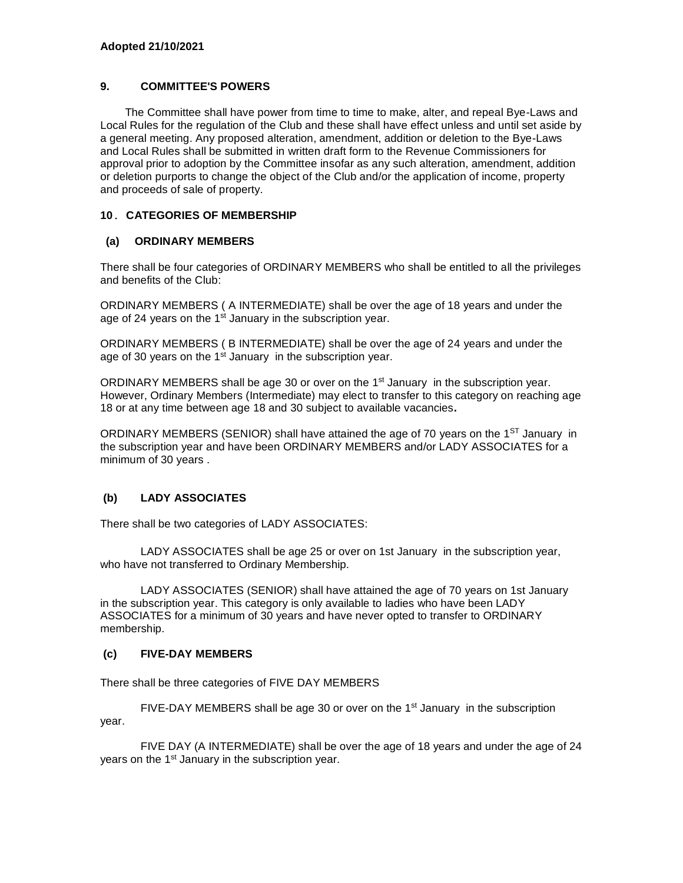**Adopted 21/10/2021**

## 9. COMMITTEE'S POWERS

The Committee shall have power from time to time to make, alter, and repeal Bye-Laws and Local Rules for the regulation of the Club and these shall have effect unless and until set aside by a general meeting. Any proposed alteration, amendment, addition or deletion to the Bye-Laws and Local Rules shall be submitted in written draft form to the Revenue Commissioners for approval prior to adoption by the Committee insofar as any such alteration, amendment, addition or deletion purports to change the object of the Club and/or the application of income, property and proceeds of sale of property.

## 10. CATEGORIES OF MEMBERSHIP

### (a) ORDINARY MEMBERS

There shall be four categories of ORDINARY MEMBERS who shall be entitled to all the privileges and benefits of the Club:

ORDINARY MEMBERS ( A INTERMEDIATE) shall be over the age of 18 years and under the age of 24 years on the 1st January in the subscription year.

ORDINARY MEMBERS ( B INTERMEDIATE) shall be over the age of 24 years and under the age of 30 years on the 1st January in the subscription year.

ORDINARY MEMBERS shall be age 30 or over on the 1st January in the subscription year. However, Ordinary Members (Intermediate) may elect to transfer to this category on reaching age 18 or at any time between age 18 and 30 subject to available vacancies**.**

ORDINARY MEMBERS (SENIOR) shall have attained the age of 70 years on the 1ST January in the subscription year and have been ORDINARY MEMBERS and/or LADY ASSOCIATES for a minimum of 30 years .

### (b) LADY ASSOCIATES

There shall be two categories of LADY ASSOCIATES:

LADY ASSOCIATES shall be age 25 or over on 1st January in the subscription year, who have not transferred to Ordinary Membership.

LADY ASSOCIATES (SENIOR) shall have attained the age of 70 years on 1st January in the subscription year. This category is only available to ladies who have been LADY ASSOCIATES for a minimum of 30 years and have never opted to transfer to ORDINARY membership.

### (c) FIVE-DAY MEMBERS

There shall be three categories of FIVE DAY MEMBERS

FIVE-DAY MEMBERS shall be age 30 or over on the 1st January in the subscription year.

FIVE DAY (A INTERMEDIATE) shall be over the age of 18 years and under the age of 24 years on the 1st January in the subscription year.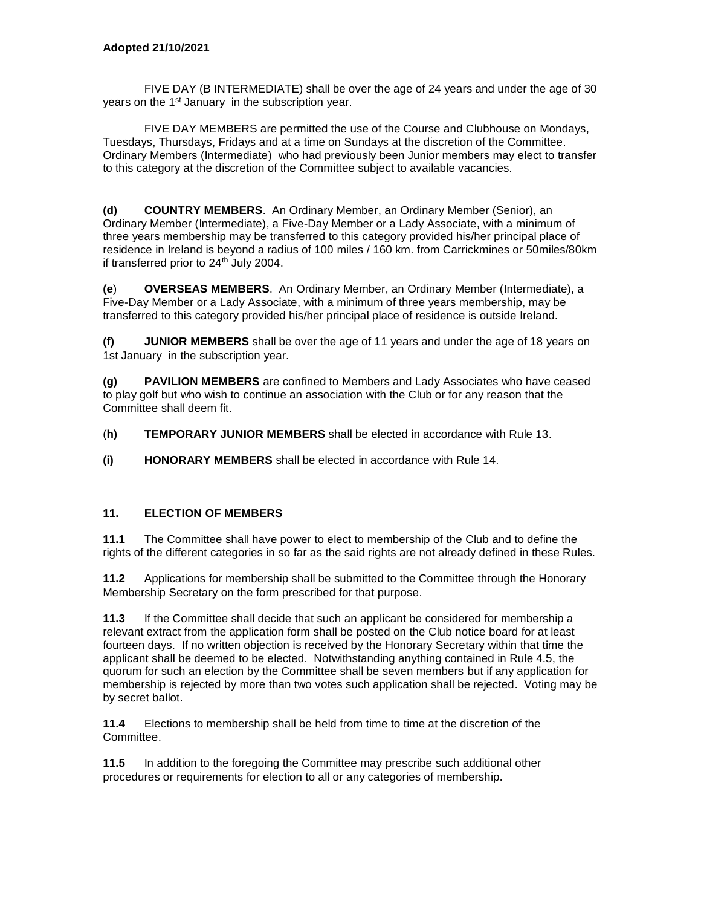FIVE DAY (B INTERMEDIATE) shall be over the age of 24 years and under the age of 30 years on the 1st January in the subscription year.

FIVE DAY MEMBERS are permitted the use of the Course and Clubhouse on Mondays, Tuesdays, Thursdays, Fridays and at a time on Sundays at the discretion of the Committee. Ordinary Members (Intermediate) who had previously been Junior members may elect to transfer to this category at the discretion of the Committee subject to available vacancies.

**(d) COUNTRY MEMBERS**. An Ordinary Member, an Ordinary Member (Senior), an Ordinary Member (Intermediate), a Five-Day Member or a Lady Associate, with a minimum of three years membership may be transferred to this category provided his/her principal place of residence in Ireland is beyond a radius of 100 miles / 160 km. from Carrickmines or 50miles/80km if transferred prior to 24th July 2004.

**(e) OVERSEAS MEMBERS**. An Ordinary Member, an Ordinary Member (Intermediate), a Five-Day Member or a Lady Associate, with a minimum of three years membership, may be transferred to this category provided his/her principal place of residence is outside Ireland.

**(f) JUNIOR MEMBERS** shall be over the age of 11 years and under the age of 18 years on 1st January in the subscription year.

**(g) PAVILION MEMBERS** are confined to Members and Lady Associates who have ceased to play golf but who wish to continue an association with the Club or for any reason that the Committee shall deem fit.

**(h) TEMPORARY JUNIOR MEMBERS** shall be elected in accordance with Rule 13.

**(i) HONORARY MEMBERS** shall be elected in accordance with Rule 14.

## 11. ELECTION OF MEMBERS

**11.1** The Committee shall have power to elect to membership of the Club and to define the rights of the different categories in so far as the said rights are not already defined in these Rules.

**11.2** Applications for membership shall be submitted to the Committee through the Honorary Membership Secretary on the form prescribed for that purpose.

**11.3** If the Committee shall decide that such an applicant be considered for membership a relevant extract from the application form shall be posted on the Club notice board for at least fourteen days. If no written objection is received by the Honorary Secretary within that time the applicant shall be deemed to be elected. Notwithstanding anything contained in Rule 4.5, the quorum for such an election by the Committee shall be seven members but if any application for membership is rejected by more than two votes such application shall be rejected. Voting may be by secret ballot.

**11.4** Elections to membership shall be held from time to time at the discretion of the Committee.

**11.5** In addition to the foregoing the Committee may prescribe such additional other procedures or requirements for election to all or any categories of membership.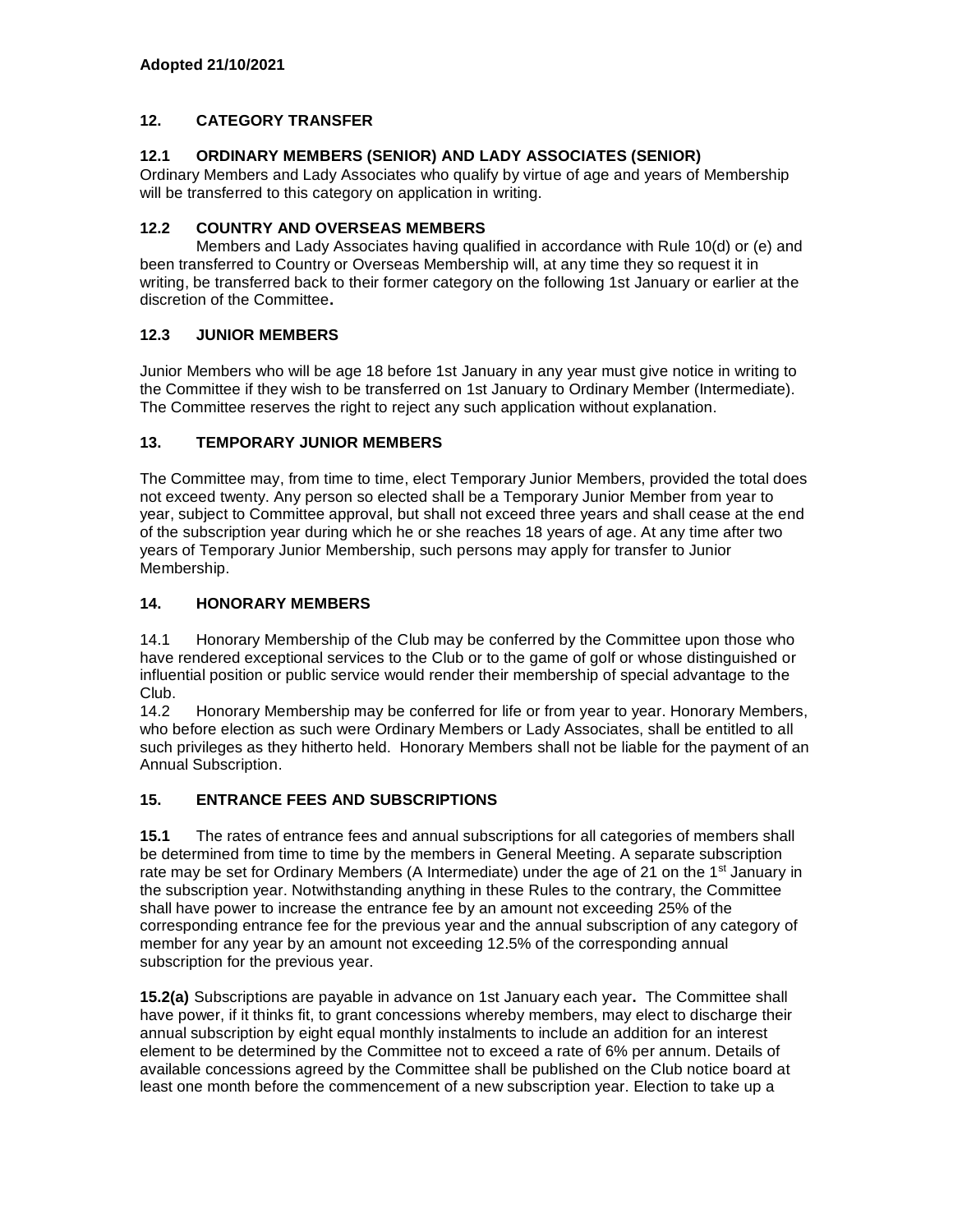**Adopted 21/10/2021**

## 12. CATEGORY TRANSFER

### 12.1 ORDINARY MEMBERS (SENIOR) AND LADY ASSOCIATES (SENIOR)

Ordinary Members and Lady Associates who qualify by virtue of age and years of Membership will be transferred to this category on application in writing.

### 12.2 COUNTRY AND OVERSEAS MEMBERS

Members and Lady Associates having qualified in accordance with Rule 10(d) or (e) and been transferred to Country or Overseas Membership will, at any time they so request it in writing, be transferred back to their former category on the following 1st January or earlier at the discretion of the Committee**.**

### 12.3 JUNIOR MEMBERS

Junior Members who will be age 18 before 1st January in any year must give notice in writing to the Committee if they wish to be transferred on 1st January to Ordinary Member (Intermediate). The Committee reserves the right to reject any such application without explanation.

## 13. TEMPORARY JUNIOR MEMBERS

The Committee may, from time to time, elect Temporary Junior Members, provided the total does not exceed twenty. Any person so elected shall be a Temporary Junior Member from year to year, subject to Committee approval, but shall not exceed three years and shall cease at the end of the subscription year during which he or she reaches 18 years of age. At any time after two years of Temporary Junior Membership, such persons may apply for transfer to Junior Membership.

## 14. HONORARY MEMBERS

14.1 Honorary Membership of the Club may be conferred by the Committee upon those who have rendered exceptional services to the Club or to the game of golf or whose distinguished or influential position or public service would render their membership of special advantage to the Club.

14.2 Honorary Membership may be conferred for life or from year to year. Honorary Members, who before election as such were Ordinary Members or Lady Associates, shall be entitled to all such privileges as they hitherto held. Honorary Members shall not be liable for the payment of an Annual Subscription.

## 15. ENTRANCE FEES AND SUBSCRIPTIONS

**15.1** The rates of entrance fees and annual subscriptions for all categories of members shall be determined from time to time by the members in General Meeting. A separate subscription rate may be set for Ordinary Members (A Intermediate) under the age of 21 on the 1st January in the subscription year. Notwithstanding anything in these Rules to the contrary, the Committee shall have power to increase the entrance fee by an amount not exceeding 25% of the corresponding entrance fee for the previous year and the annual subscription of any category of member for any year by an amount not exceeding 12.5% of the corresponding annual subscription for the previous year.

**15.2(a)** Subscriptions are payable in advance on 1st January each year**.** The Committee shall have power, if it thinks fit, to grant concessions whereby members, may elect to discharge their annual subscription by eight equal monthly instalments to include an addition for an interest element to be determined by the Committee not to exceed a rate of 6% per annum. Details of available concessions agreed by the Committee shall be published on the Club notice board at least one month before the commencement of a new subscription year. Election to take up a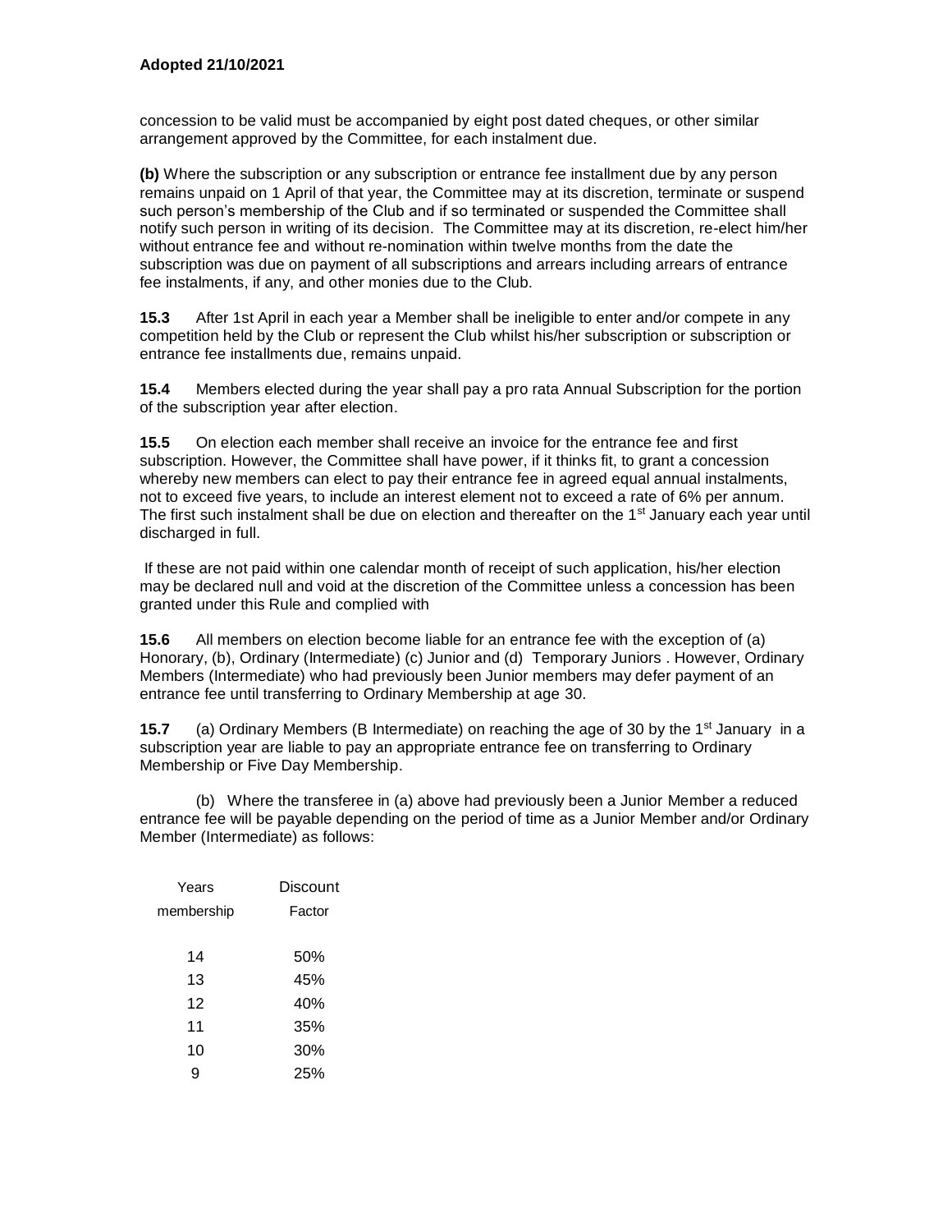concession to be valid must be accompanied by eight post dated cheques, or other similar arrangement approved by the Committee, for each instalment due.

**(b)** Where the subscription or any subscription or entrance fee installment due by any person remains unpaid on 1 April of that year, the Committee may at its discretion, terminate or suspend such person's membership of the Club and if so terminated or suspended the Committee shall notify such person in writing of its decision. The Committee may at its discretion, re-elect him/her without entrance fee and without re-nomination within twelve months from the date the subscription was due on payment of all subscriptions and arrears including arrears of entrance fee instalments, if any, and other monies due to the Club.

**15.3** After 1st April in each year a Member shall be ineligible to enter and/or compete in any competition held by the Club or represent the Club whilst his/her subscription or subscription or entrance fee installments due, remains unpaid.

**15.4** Members elected during the year shall pay a pro rata Annual Subscription for the portion of the subscription year after election.

**15.5** On election each member shall receive an invoice for the entrance fee and first subscription. However, the Committee shall have power, if it thinks fit, to grant a concession whereby new members can elect to pay their entrance fee in agreed equal annual instalments, not to exceed five years, to include an interest element not to exceed a rate of 6% per annum. The first such instalment shall be due on election and thereafter on the 1st January each year until discharged in full.

If these are not paid within one calendar month of receipt of such application, his/her election may be declared null and void at the discretion of the Committee unless a concession has been granted under this Rule and complied with

**15.6** All members on election become liable for an entrance fee with the exception of (a) Honorary, (b), Ordinary (Intermediate) (c) Junior and (d) Temporary Juniors . However, Ordinary Members (Intermediate) who had previously been Junior members may defer payment of an entrance fee until transferring to Ordinary Membership at age 30.

**15.7** (a) Ordinary Members (B Intermediate) on reaching the age of 30 by the 1st January in a subscription year are liable to pay an appropriate entrance fee on transferring to Ordinary Membership or Five Day Membership.

(b) Where the transferee in (a) above had previously been a Junior Member a reduced entrance fee will be payable depending on the period of time as a Junior Member and/or Ordinary Member (Intermediate) as follows:

| Years membership | Discount Factor |
|---|---|
| 14 | 50% |
| 13 | 45% |
| 12 | 40% |
| 11 | 35% |
| 10 | 30% |
| 9 | 25% |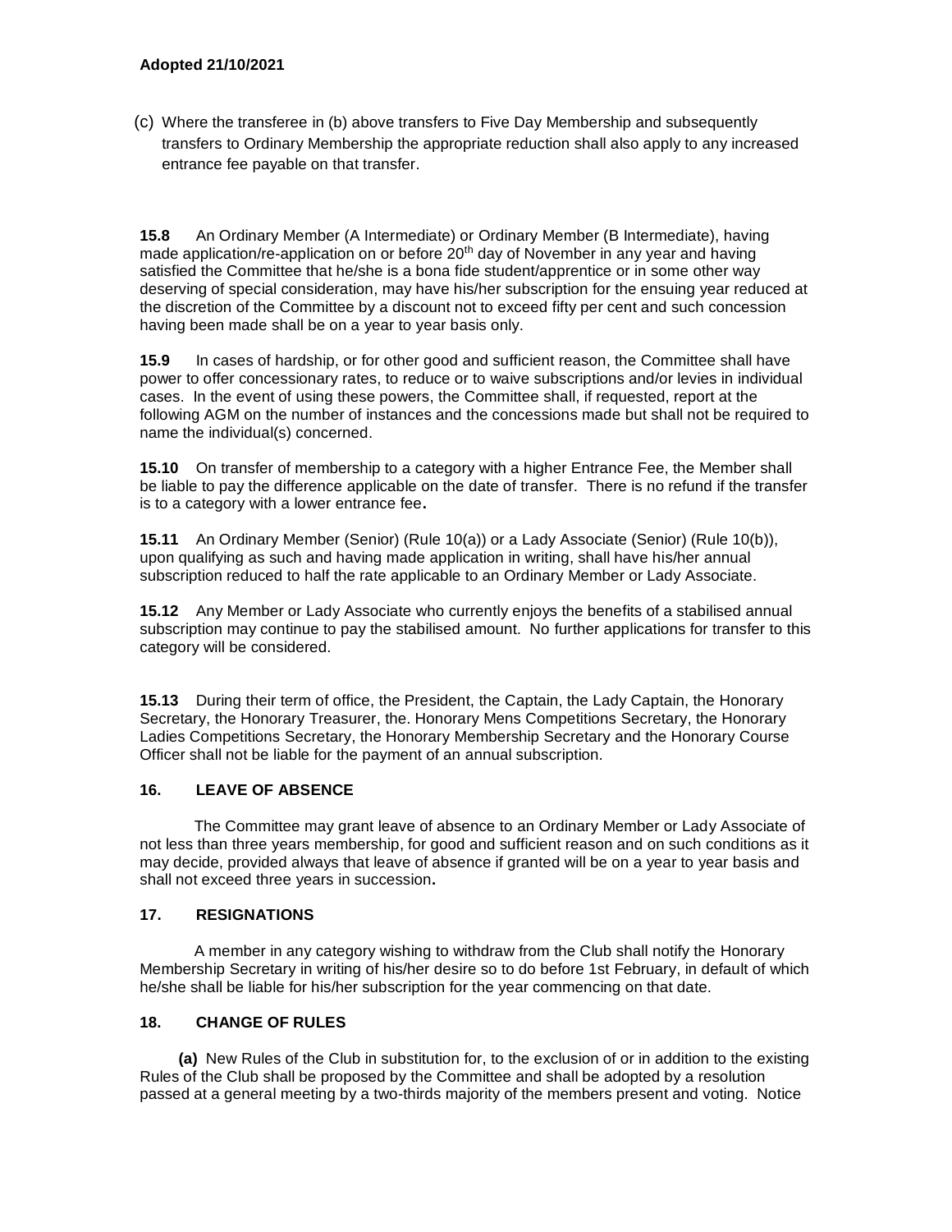**Adopted 21/10/2021**

(c) Where the transferee in (b) above transfers to Five Day Membership and subsequently transfers to Ordinary Membership the appropriate reduction shall also apply to any increased entrance fee payable on that transfer.

**15.8** An Ordinary Member (A Intermediate) or Ordinary Member (B Intermediate), having made application/re-application on or before 20th day of November in any year and having satisfied the Committee that he/she is a bona fide student/apprentice or in some other way deserving of special consideration, may have his/her subscription for the ensuing year reduced at the discretion of the Committee by a discount not to exceed fifty per cent and such concession having been made shall be on a year to year basis only.

**15.9** In cases of hardship, or for other good and sufficient reason, the Committee shall have power to offer concessionary rates, to reduce or to waive subscriptions and/or levies in individual cases. In the event of using these powers, the Committee shall, if requested, report at the following AGM on the number of instances and the concessions made but shall not be required to name the individual(s) concerned.

**15.10** On transfer of membership to a category with a higher Entrance Fee, the Member shall be liable to pay the difference applicable on the date of transfer. There is no refund if the transfer is to a category with a lower entrance fee**.**

**15.11** An Ordinary Member (Senior) (Rule 10(a)) or a Lady Associate (Senior) (Rule 10(b)), upon qualifying as such and having made application in writing, shall have his/her annual subscription reduced to half the rate applicable to an Ordinary Member or Lady Associate.

**15.12** Any Member or Lady Associate who currently enjoys the benefits of a stabilised annual subscription may continue to pay the stabilised amount. No further applications for transfer to this category will be considered.

**15.13** During their term of office, the President, the Captain, the Lady Captain, the Honorary Secretary, the Honorary Treasurer, the. Honorary Mens Competitions Secretary, the Honorary Ladies Competitions Secretary, the Honorary Membership Secretary and the Honorary Course Officer shall not be liable for the payment of an annual subscription.

## 16. LEAVE OF ABSENCE

The Committee may grant leave of absence to an Ordinary Member or Lady Associate of not less than three years membership, for good and sufficient reason and on such conditions as it may decide, provided always that leave of absence if granted will be on a year to year basis and shall not exceed three years in succession**.**

## 17. RESIGNATIONS

A member in any category wishing to withdraw from the Club shall notify the Honorary Membership Secretary in writing of his/her desire so to do before 1st February, in default of which he/she shall be liable for his/her subscription for the year commencing on that date.

## 18. CHANGE OF RULES

**(a)** New Rules of the Club in substitution for, to the exclusion of or in addition to the existing Rules of the Club shall be proposed by the Committee and shall be adopted by a resolution passed at a general meeting by a two-thirds majority of the members present and voting. Notice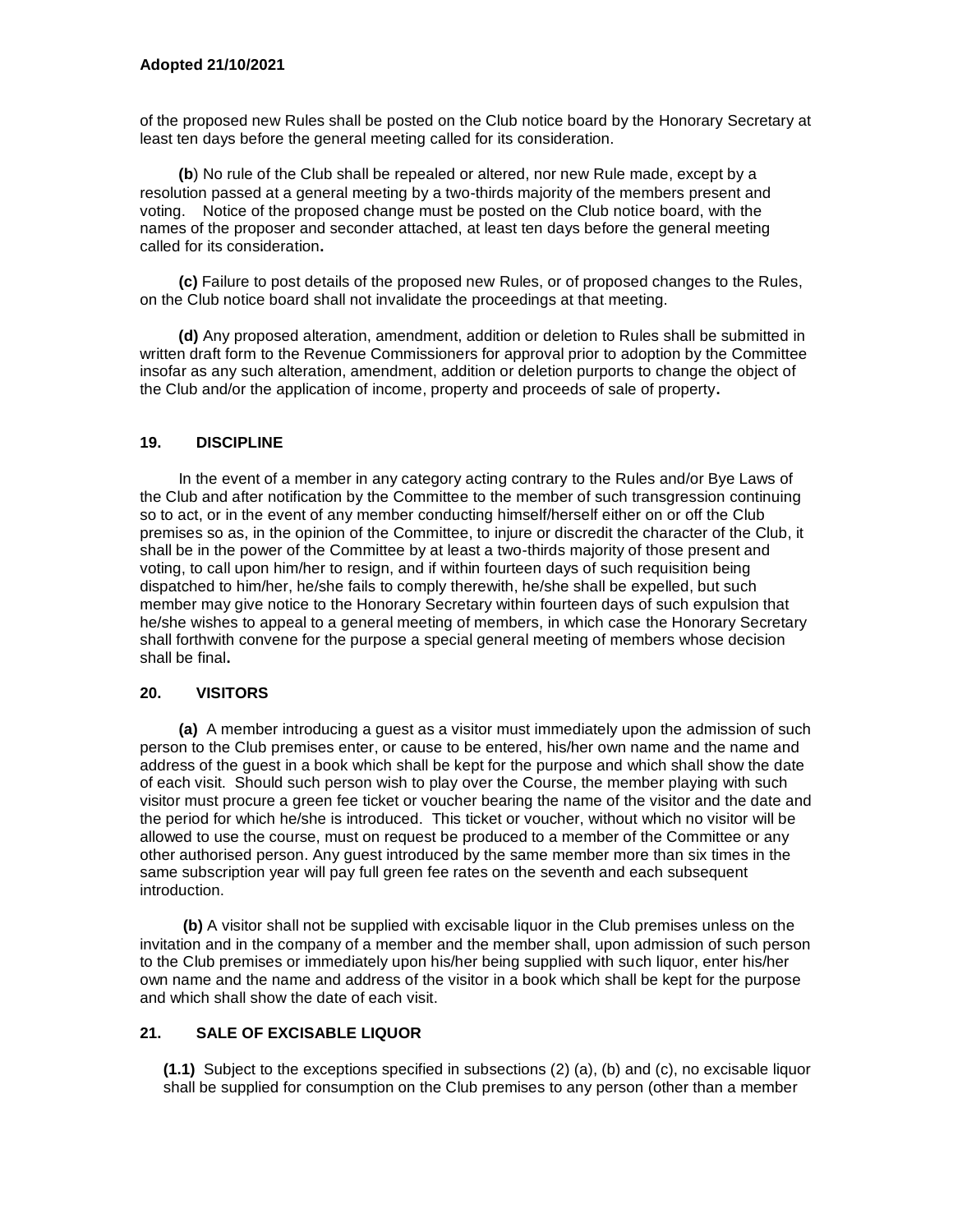of the proposed new Rules shall be posted on the Club notice board by the Honorary Secretary at least ten days before the general meeting called for its consideration.

**(b**) No rule of the Club shall be repealed or altered, nor new Rule made, except by a resolution passed at a general meeting by a two-thirds majority of the members present and voting. Notice of the proposed change must be posted on the Club notice board, with the names of the proposer and seconder attached, at least ten days before the general meeting called for its consideration**.**

**(c)** Failure to post details of the proposed new Rules, or of proposed changes to the Rules, on the Club notice board shall not invalidate the proceedings at that meeting.

**(d)** Any proposed alteration, amendment, addition or deletion to Rules shall be submitted in written draft form to the Revenue Commissioners for approval prior to adoption by the Committee insofar as any such alteration, amendment, addition or deletion purports to change the object of the Club and/or the application of income, property and proceeds of sale of property**.**

## 19. DISCIPLINE

In the event of a member in any category acting contrary to the Rules and/or Bye Laws of the Club and after notification by the Committee to the member of such transgression continuing so to act, or in the event of any member conducting himself/herself either on or off the Club premises so as, in the opinion of the Committee, to injure or discredit the character of the Club, it shall be in the power of the Committee by at least a two-thirds majority of those present and voting, to call upon him/her to resign, and if within fourteen days of such requisition being dispatched to him/her, he/she fails to comply therewith, he/she shall be expelled, but such member may give notice to the Honorary Secretary within fourteen days of such expulsion that he/she wishes to appeal to a general meeting of members, in which case the Honorary Secretary shall forthwith convene for the purpose a special general meeting of members whose decision shall be final**.**

## 20. VISITORS

**(a)** A member introducing a guest as a visitor must immediately upon the admission of such person to the Club premises enter, or cause to be entered, his/her own name and the name and address of the guest in a book which shall be kept for the purpose and which shall show the date of each visit. Should such person wish to play over the Course, the member playing with such visitor must procure a green fee ticket or voucher bearing the name of the visitor and the date and the period for which he/she is introduced. This ticket or voucher, without which no visitor will be allowed to use the course, must on request be produced to a member of the Committee or any other authorised person. Any guest introduced by the same member more than six times in the same subscription year will pay full green fee rates on the seventh and each subsequent introduction.

**(b)** A visitor shall not be supplied with excisable liquor in the Club premises unless on the invitation and in the company of a member and the member shall, upon admission of such person to the Club premises or immediately upon his/her being supplied with such liquor, enter his/her own name and the name and address of the visitor in a book which shall be kept for the purpose and which shall show the date of each visit.

## 21. SALE OF EXCISABLE LIQUOR

**(1.1)** Subject to the exceptions specified in subsections (2) (a), (b) and (c), no excisable liquor shall be supplied for consumption on the Club premises to any person (other than a member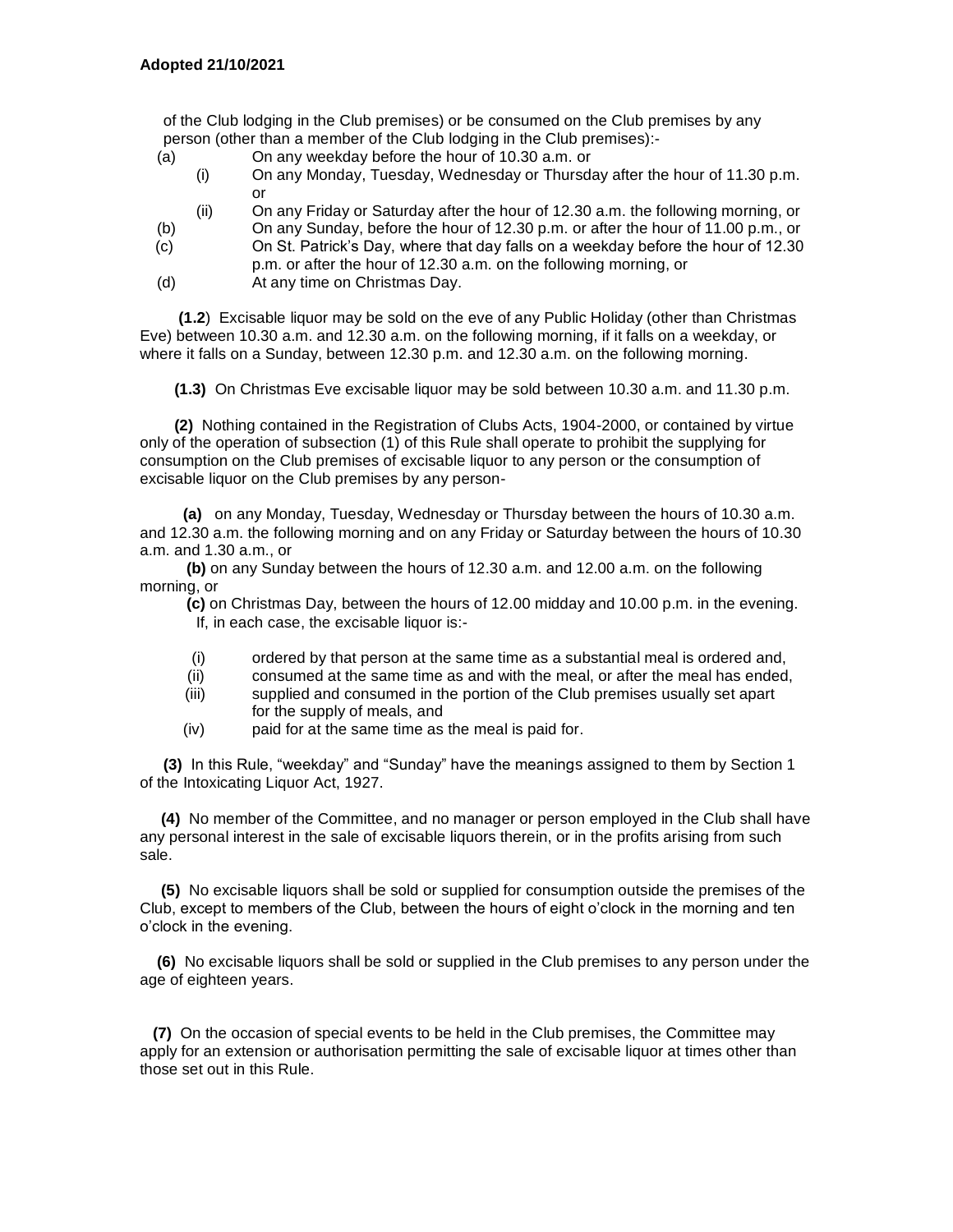of the Club lodging in the Club premises) or be consumed on the Club premises by any person (other than a member of the Club lodging in the Club premises):-

(a) On any weekday before the hour of 10.30 a.m. or
   - (i) On any Monday, Tuesday, Wednesday or Thursday after the hour of 11.30 p.m. or
   - (ii) On any Friday or Saturday after the hour of 12.30 a.m. the following morning, or

(b) On any Sunday, before the hour of 12.30 p.m. or after the hour of 11.00 p.m., or

(c) On St. Patrick's Day, where that day falls on a weekday before the hour of 12.30 p.m. or after the hour of 12.30 a.m. on the following morning, or

(d) At any time on Christmas Day.

**(1.2**) Excisable liquor may be sold on the eve of any Public Holiday (other than Christmas Eve) between 10.30 a.m. and 12.30 a.m. on the following morning, if it falls on a weekday, or where it falls on a Sunday, between 12.30 p.m. and 12.30 a.m. on the following morning.

**(1.3)** On Christmas Eve excisable liquor may be sold between 10.30 a.m. and 11.30 p.m.

**(2)** Nothing contained in the Registration of Clubs Acts, 1904-2000, or contained by virtue only of the operation of subsection (1) of this Rule shall operate to prohibit the supplying for consumption on the Club premises of excisable liquor to any person or the consumption of excisable liquor on the Club premises by any person-

**(a)** on any Monday, Tuesday, Wednesday or Thursday between the hours of 10.30 a.m. and 12.30 a.m. the following morning and on any Friday or Saturday between the hours of 10.30 a.m. and 1.30 a.m., or

**(b)** on any Sunday between the hours of 12.30 a.m. and 12.00 a.m. on the following morning, or

**(c)** on Christmas Day, between the hours of 12.00 midday and 10.00 p.m. in the evening. If, in each case, the excisable liquor is:-

- (i) ordered by that person at the same time as a substantial meal is ordered and,
- (ii) consumed at the same time as and with the meal, or after the meal has ended,
- (iii) supplied and consumed in the portion of the Club premises usually set apart for the supply of meals, and
- (iv) paid for at the same time as the meal is paid for.

**(3)** In this Rule, "weekday" and "Sunday" have the meanings assigned to them by Section 1 of the Intoxicating Liquor Act, 1927.

**(4)** No member of the Committee, and no manager or person employed in the Club shall have any personal interest in the sale of excisable liquors therein, or in the profits arising from such sale.

**(5)** No excisable liquors shall be sold or supplied for consumption outside the premises of the Club, except to members of the Club, between the hours of eight o'clock in the morning and ten o'clock in the evening.

**(6)** No excisable liquors shall be sold or supplied in the Club premises to any person under the age of eighteen years.

**(7)** On the occasion of special events to be held in the Club premises, the Committee may apply for an extension or authorisation permitting the sale of excisable liquor at times other than those set out in this Rule.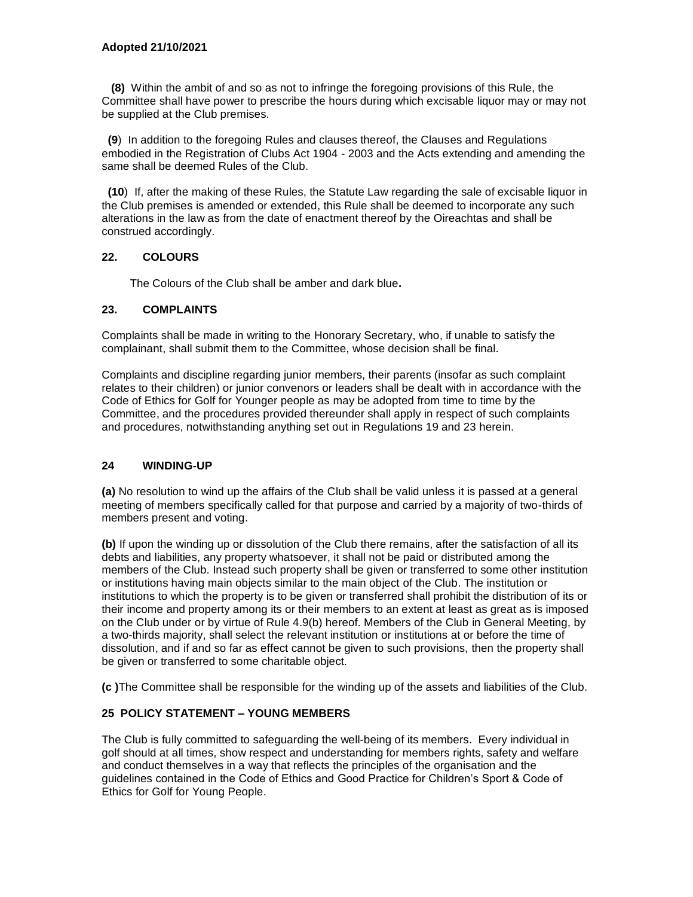**(8)** Within the ambit of and so as not to infringe the foregoing provisions of this Rule, the Committee shall have power to prescribe the hours during which excisable liquor may or may not be supplied at the Club premises.

**(9**) In addition to the foregoing Rules and clauses thereof, the Clauses and Regulations embodied in the Registration of Clubs Act 1904 - 2003 and the Acts extending and amending the same shall be deemed Rules of the Club.

**(10**) If, after the making of these Rules, the Statute Law regarding the sale of excisable liquor in the Club premises is amended or extended, this Rule shall be deemed to incorporate any such alterations in the law as from the date of enactment thereof by the Oireachtas and shall be construed accordingly.

## 22. COLOURS

The Colours of the Club shall be amber and dark blue**.**

## 23. COMPLAINTS

Complaints shall be made in writing to the Honorary Secretary, who, if unable to satisfy the complainant, shall submit them to the Committee, whose decision shall be final.

Complaints and discipline regarding junior members, their parents (insofar as such complaint relates to their children) or junior convenors or leaders shall be dealt with in accordance with the Code of Ethics for Golf for Younger people as may be adopted from time to time by the Committee, and the procedures provided thereunder shall apply in respect of such complaints and procedures, notwithstanding anything set out in Regulations 19 and 23 herein.

## 24 WINDING-UP

**(a)** No resolution to wind up the affairs of the Club shall be valid unless it is passed at a general meeting of members specifically called for that purpose and carried by a majority of two-thirds of members present and voting.

**(b)** If upon the winding up or dissolution of the Club there remains, after the satisfaction of all its debts and liabilities, any property whatsoever, it shall not be paid or distributed among the members of the Club. Instead such property shall be given or transferred to some other institution or institutions having main objects similar to the main object of the Club. The institution or institutions to which the property is to be given or transferred shall prohibit the distribution of its or their income and property among its or their members to an extent at least as great as is imposed on the Club under or by virtue of Rule 4.9(b) hereof. Members of the Club in General Meeting, by a two-thirds majority, shall select the relevant institution or institutions at or before the time of dissolution, and if and so far as effect cannot be given to such provisions, then the property shall be given or transferred to some charitable object.

**(c )**The Committee shall be responsible for the winding up of the assets and liabilities of the Club.

## 25 POLICY STATEMENT – YOUNG MEMBERS

The Club is fully committed to safeguarding the well-being of its members. Every individual in golf should at all times, show respect and understanding for members rights, safety and welfare and conduct themselves in a way that reflects the principles of the organisation and the guidelines contained in the Code of Ethics and Good Practice for Children's Sport & Code of Ethics for Golf for Young People.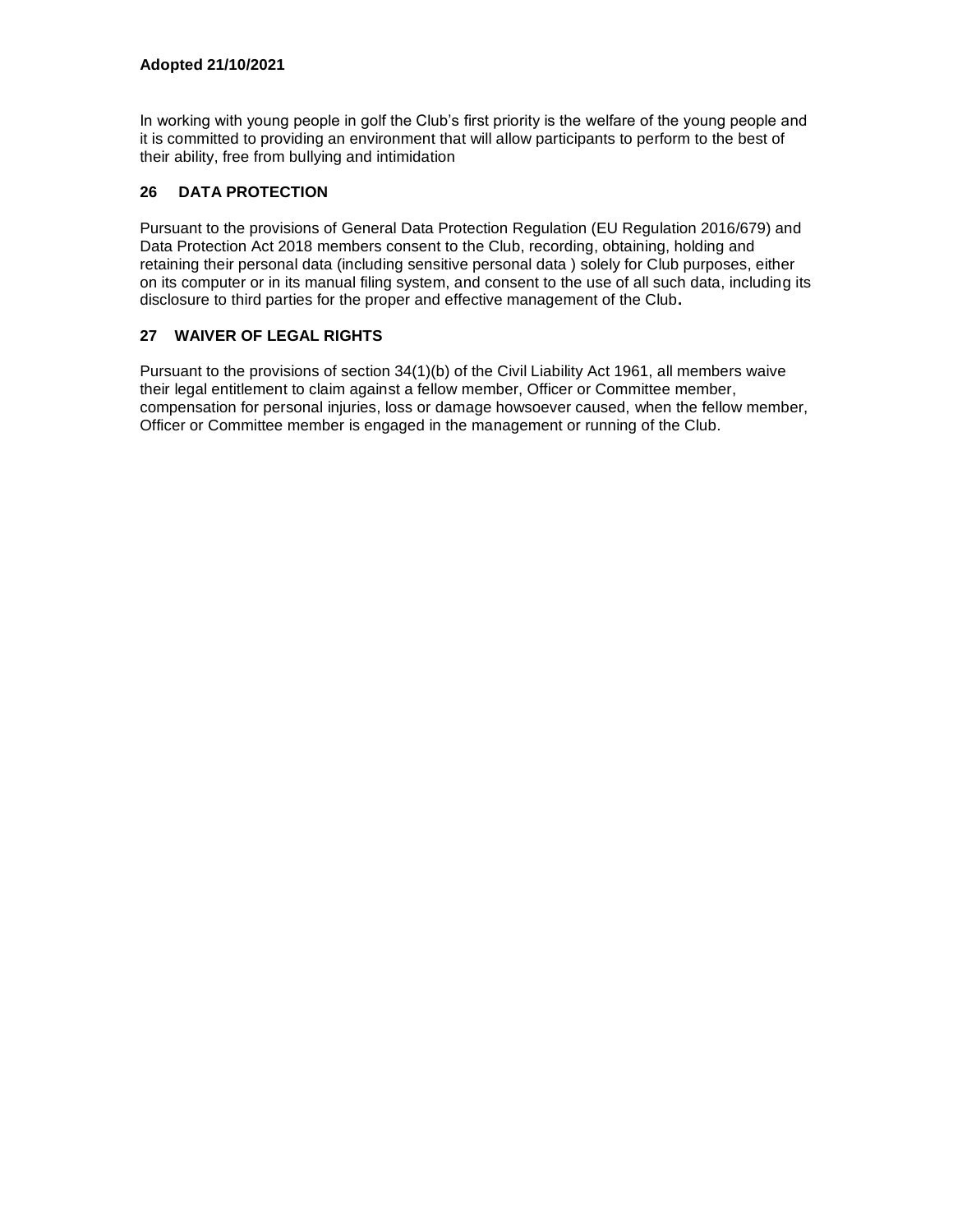**Adopted 21/10/2021**

In working with young people in golf the Club's first priority is the welfare of the young people and it is committed to providing an environment that will allow participants to perform to the best of their ability, free from bullying and intimidation

## 26 DATA PROTECTION

Pursuant to the provisions of General Data Protection Regulation (EU Regulation 2016/679) and Data Protection Act 2018 members consent to the Club, recording, obtaining, holding and retaining their personal data (including sensitive personal data ) solely for Club purposes, either on its computer or in its manual filing system, and consent to the use of all such data, including its disclosure to third parties for the proper and effective management of the Club**.**

## 27 WAIVER OF LEGAL RIGHTS

Pursuant to the provisions of section 34(1)(b) of the Civil Liability Act 1961, all members waive their legal entitlement to claim against a fellow member, Officer or Committee member, compensation for personal injuries, loss or damage howsoever caused, when the fellow member, Officer or Committee member is engaged in the management or running of the Club.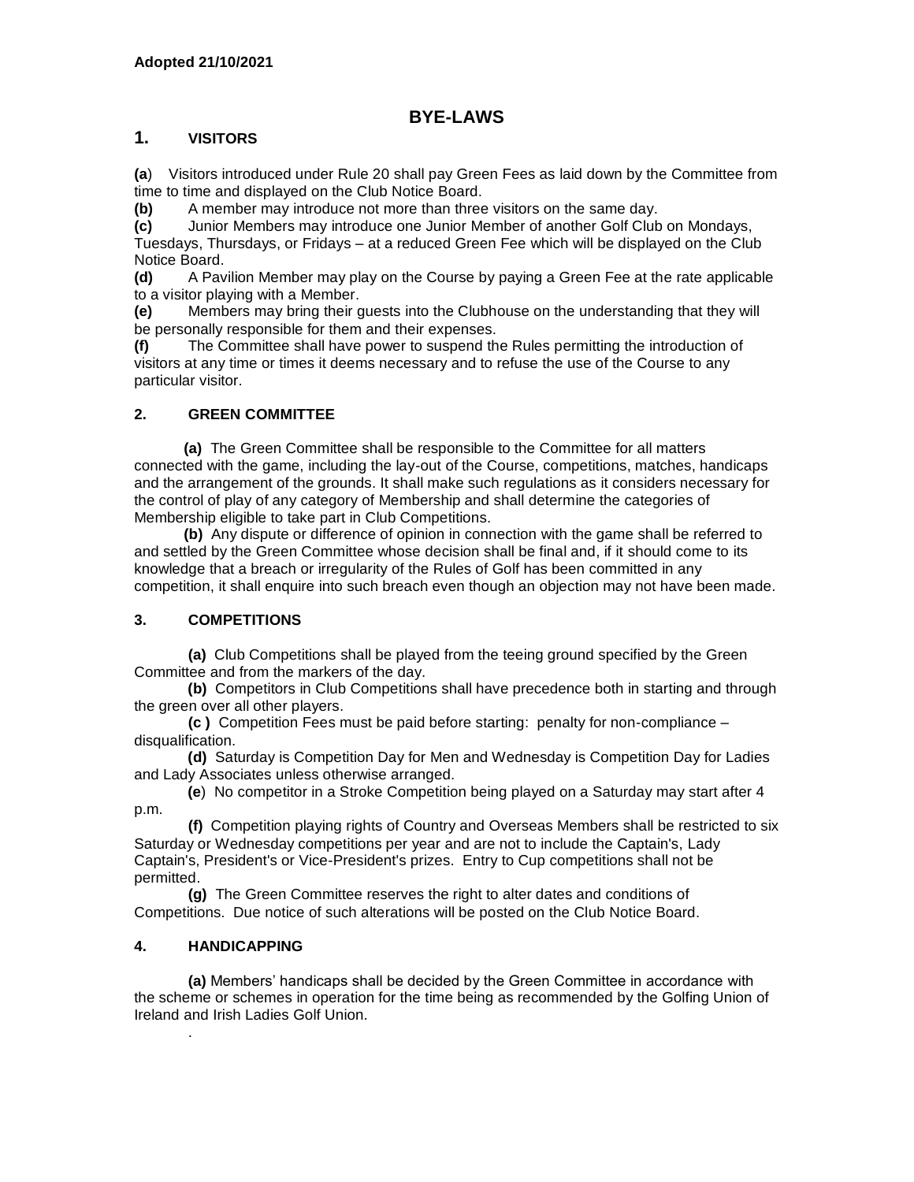**Adopted 21/10/2021**

# BYE-LAWS

## 1. VISITORS

**(a**) Visitors introduced under Rule 20 shall pay Green Fees as laid down by the Committee from time to time and displayed on the Club Notice Board.

**(b)** A member may introduce not more than three visitors on the same day.

**(c)** Junior Members may introduce one Junior Member of another Golf Club on Mondays, Tuesdays, Thursdays, or Fridays – at a reduced Green Fee which will be displayed on the Club Notice Board.

**(d)** A Pavilion Member may play on the Course by paying a Green Fee at the rate applicable to a visitor playing with a Member.

**(e)** Members may bring their guests into the Clubhouse on the understanding that they will be personally responsible for them and their expenses.

**(f)** The Committee shall have power to suspend the Rules permitting the introduction of visitors at any time or times it deems necessary and to refuse the use of the Course to any particular visitor.

## 2. GREEN COMMITTEE

**(a)** The Green Committee shall be responsible to the Committee for all matters connected with the game, including the lay-out of the Course, competitions, matches, handicaps and the arrangement of the grounds. It shall make such regulations as it considers necessary for the control of play of any category of Membership and shall determine the categories of Membership eligible to take part in Club Competitions.

**(b)** Any dispute or difference of opinion in connection with the game shall be referred to and settled by the Green Committee whose decision shall be final and, if it should come to its knowledge that a breach or irregularity of the Rules of Golf has been committed in any competition, it shall enquire into such breach even though an objection may not have been made.

## 3. COMPETITIONS

**(a)** Club Competitions shall be played from the teeing ground specified by the Green Committee and from the markers of the day.

**(b)** Competitors in Club Competitions shall have precedence both in starting and through the green over all other players.

**(c )** Competition Fees must be paid before starting: penalty for non-compliance – disqualification.

**(d)** Saturday is Competition Day for Men and Wednesday is Competition Day for Ladies and Lady Associates unless otherwise arranged.

**(e**) No competitor in a Stroke Competition being played on a Saturday may start after 4 p.m.

**(f)** Competition playing rights of Country and Overseas Members shall be restricted to six Saturday or Wednesday competitions per year and are not to include the Captain's, Lady Captain's, President's or Vice-President's prizes. Entry to Cup competitions shall not be permitted.

**(g)** The Green Committee reserves the right to alter dates and conditions of Competitions. Due notice of such alterations will be posted on the Club Notice Board.

## 4. HANDICAPPING

**(a)** Members' handicaps shall be decided by the Green Committee in accordance with the scheme or schemes in operation for the time being as recommended by the Golfing Union of Ireland and Irish Ladies Golf Union.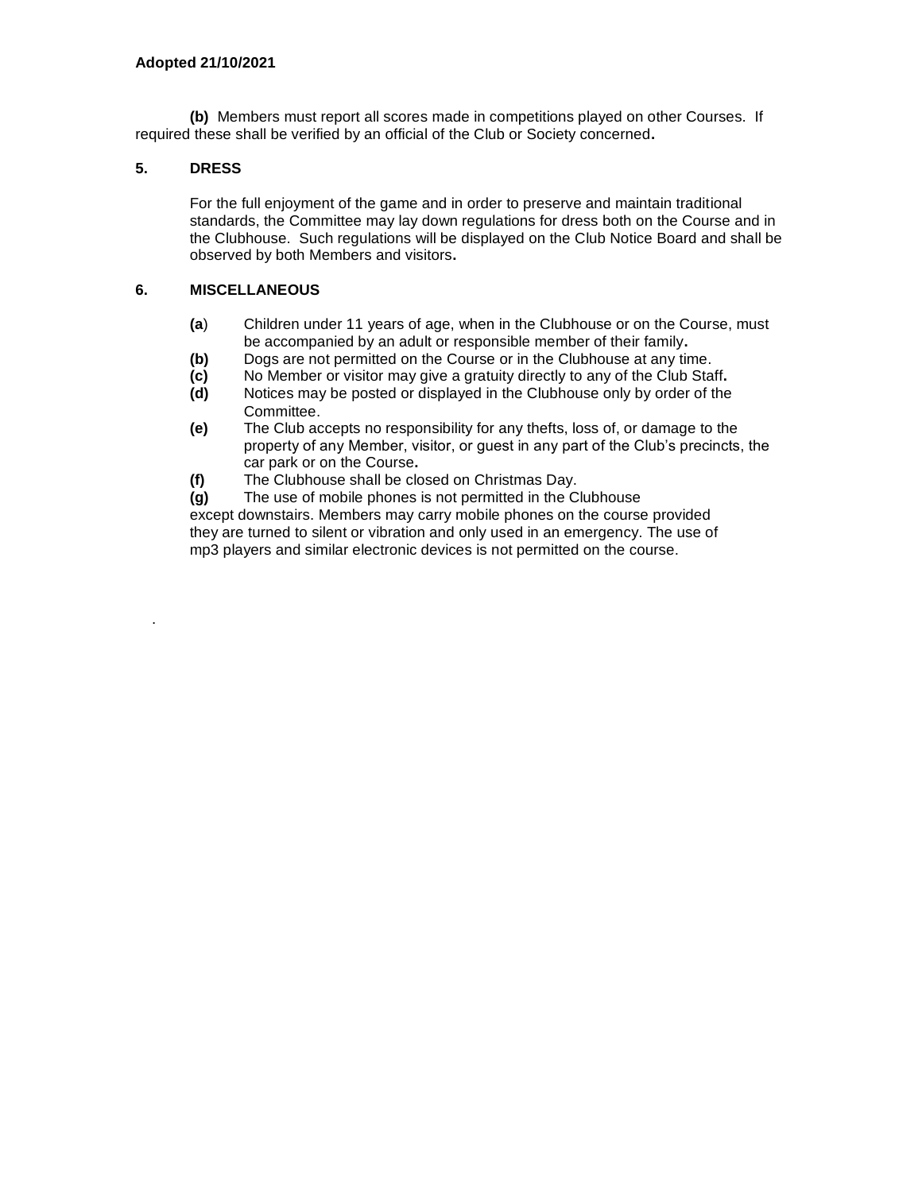**Adopted 21/10/2021**

**(b)** Members must report all scores made in competitions played on other Courses. If required these shall be verified by an official of the Club or Society concerned**.**

## 5. DRESS

For the full enjoyment of the game and in order to preserve and maintain traditional standards, the Committee may lay down regulations for dress both on the Course and in the Clubhouse. Such regulations will be displayed on the Club Notice Board and shall be observed by both Members and visitors**.**

## 6. MISCELLANEOUS

**(a**) Children under 11 years of age, when in the Clubhouse or on the Course, must be accompanied by an adult or responsible member of their family**.**

**(b)** Dogs are not permitted on the Course or in the Clubhouse at any time.

**(c)** No Member or visitor may give a gratuity directly to any of the Club Staff**.**

**(d)** Notices may be posted or displayed in the Clubhouse only by order of the Committee.

**(e)** The Club accepts no responsibility for any thefts, loss of, or damage to the property of any Member, visitor, or guest in any part of the Club's precincts, the car park or on the Course**.**

**(f)** The Clubhouse shall be closed on Christmas Day.

**(g)** The use of mobile phones is not permitted in the Clubhouse except downstairs. Members may carry mobile phones on the course provided they are turned to silent or vibration and only used in an emergency. The use of mp3 players and similar electronic devices is not permitted on the course.